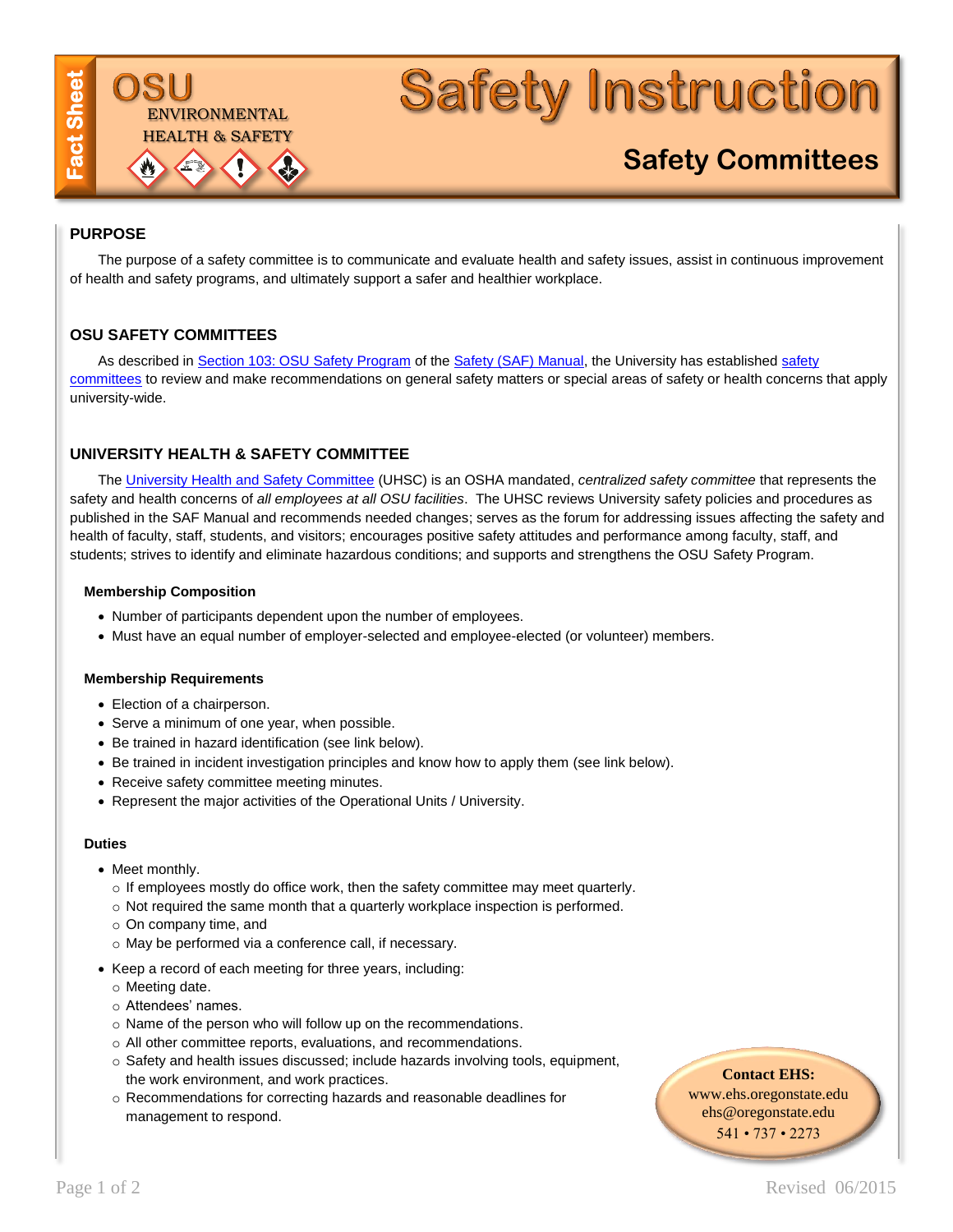Fact Sheet

OSU ENVIRONMENTAL HEALTH & SAFETY

# Safety Instruction

## Safety Committees

### PURPOSE

The purpose of a safety committee is to communicate and evaluate health and safety issues, assist in continuous improvement of health and safety programs, and ultimately support a safer and healthier workplace.

### OSU SAFETY COMMITTEES

As described in Section 103: OSU Safety Program of the Safety (SAF) Manual, the University has established safety committees to review and make recommendations on general safety matters or special areas of safety or health concerns that apply university-wide.

### UNIVERSITY HEALTH & SAFETY COMMITTEE

The University Health and Safety Committee (UHSC) is an OSHA mandated, *centralized safety committee* that represents the safety and health concerns of *all employees at all OSU facilities*. The UHSC reviews University safety policies and procedures as published in the SAF Manual and recommends needed changes; serves as the forum for addressing issues affecting the safety and health of faculty, staff, students, and visitors; encourages positive safety attitudes and performance among faculty, staff, and students; strives to identify and eliminate hazardous conditions; and supports and strengthens the OSU Safety Program.

#### Membership Composition

- Number of participants dependent upon the number of employees.
- Must have an equal number of employer-selected and employee-elected (or volunteer) members.

#### Membership Requirements

- Election of a chairperson.
- Serve a minimum of one year, when possible.
- Be trained in hazard identification (see link below).
- Be trained in incident investigation principles and know how to apply them (see link below).
- Receive safety committee meeting minutes.
- Represent the major activities of the Operational Units / University.

#### Duties

- Meet monthly.
  - If employees mostly do office work, then the safety committee may meet quarterly.
  - Not required the same month that a quarterly workplace inspection is performed.
  - On company time, and
  - May be performed via a conference call, if necessary.
- Keep a record of each meeting for three years, including:
  - Meeting date.
  - Attendees' names.
  - Name of the person who will follow up on the recommendations.
  - All other committee reports, evaluations, and recommendations.
  - Safety and health issues discussed; include hazards involving tools, equipment, the work environment, and work practices.
  - Recommendations for correcting hazards and reasonable deadlines for management to respond.

**Contact EHS:**
www.ehs.oregonstate.edu
ehs@oregonstate.edu
541 • 737 • 2273

Revised 06/2015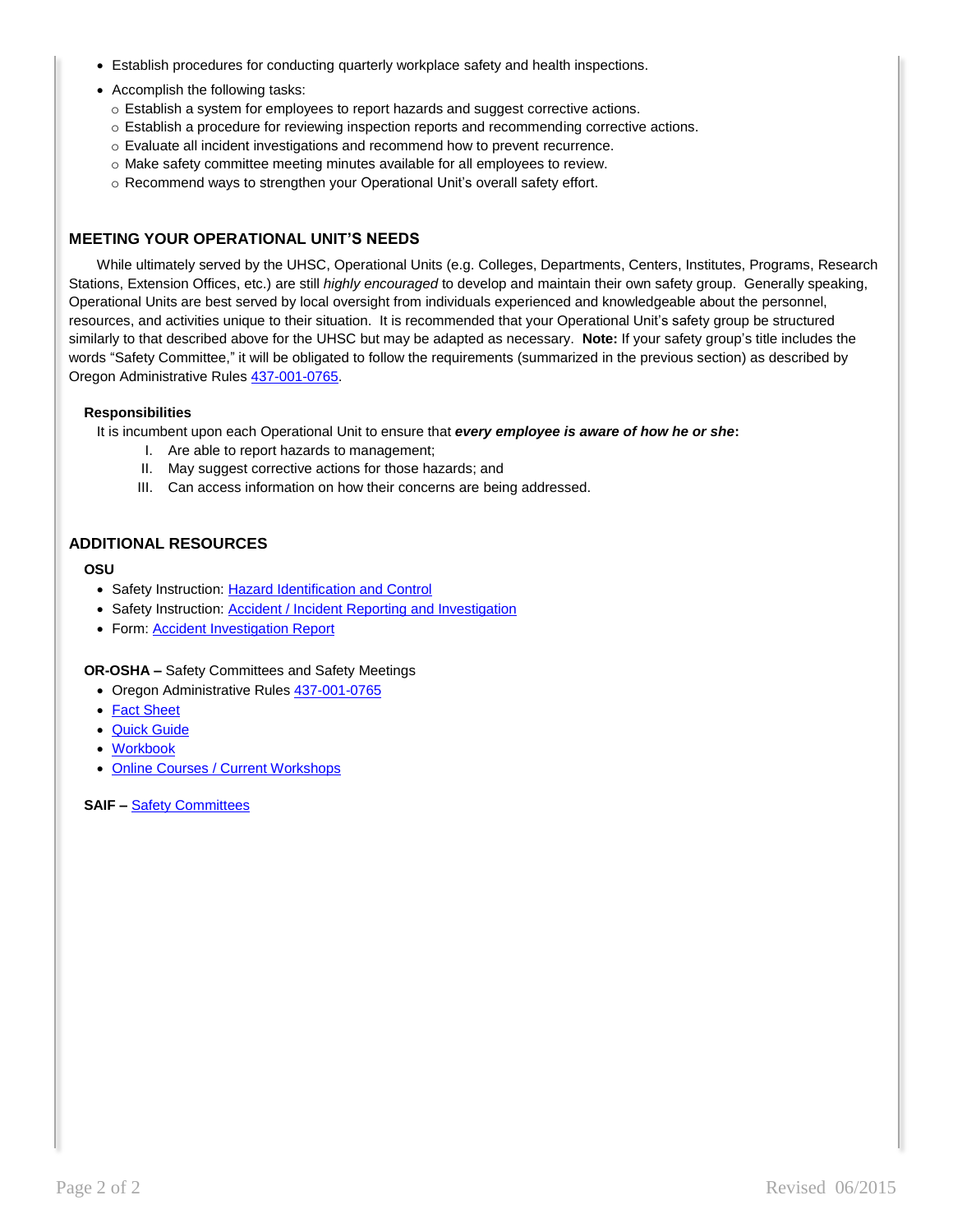- Establish procedures for conducting quarterly workplace safety and health inspections.
- Accomplish the following tasks:
  - Establish a system for employees to report hazards and suggest corrective actions.
  - Establish a procedure for reviewing inspection reports and recommending corrective actions.
  - Evaluate all incident investigations and recommend how to prevent recurrence.
  - Make safety committee meeting minutes available for all employees to review.
  - Recommend ways to strengthen your Operational Unit's overall safety effort.

## MEETING YOUR OPERATIONAL UNIT'S NEEDS

While ultimately served by the UHSC, Operational Units (e.g. Colleges, Departments, Centers, Institutes, Programs, Research Stations, Extension Offices, etc.) are still *highly encouraged* to develop and maintain their own safety group. Generally speaking, Operational Units are best served by local oversight from individuals experienced and knowledgeable about the personnel, resources, and activities unique to their situation. It is recommended that your Operational Unit's safety group be structured similarly to that described above for the UHSC but may be adapted as necessary. **Note:** If your safety group's title includes the words "Safety Committee," it will be obligated to follow the requirements (summarized in the previous section) as described by Oregon Administrative Rules [437-001-0765](437-001-0765).

### Responsibilities

It is incumbent upon each Operational Unit to ensure that ***every employee is aware of how he or she*****:**

I. Are able to report hazards to management;
II. May suggest corrective actions for those hazards; and
III. Can access information on how their concerns are being addressed.

## ADDITIONAL RESOURCES

### OSU

- Safety Instruction: Hazard Identification and Control
- Safety Instruction: Accident / Incident Reporting and Investigation
- Form: Accident Investigation Report

**OR-OSHA –** Safety Committees and Safety Meetings

- Oregon Administrative Rules 437-001-0765
- Fact Sheet
- Quick Guide
- Workbook
- Online Courses / Current Workshops

**SAIF –** Safety Committees